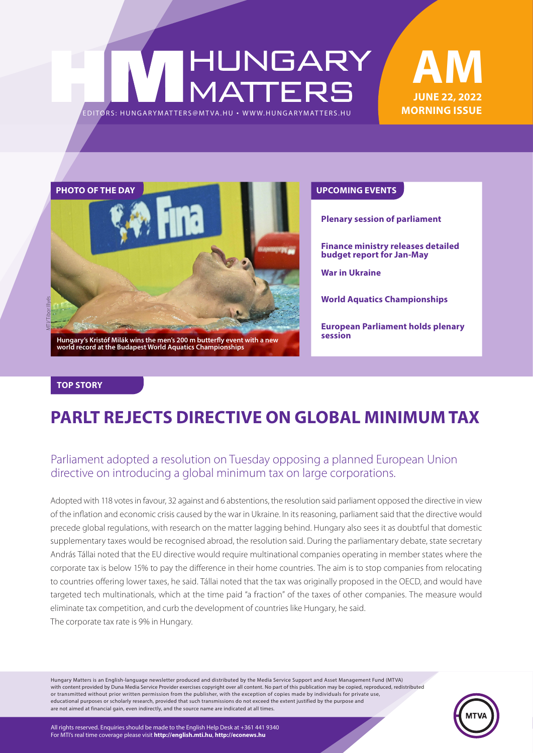# HUNGARY MATTERS

EDITORS: HUNGARYMATTERS@MTVA.HU • WWW.HUNGARYMATTERS.HU

**AM**
**JUNE 22, 2022**
**MORNING ISSUE**

## PHOTO OF THE DAY

MTI/Tibor Illyés

**Hungary's Kristóf Milák wins the men's 200 m butterfly event with a new world record at the Budapest World Aquatics Championships**

## UPCOMING EVENTS

**Plenary session of parliament**

**Finance ministry releases detailed budget report for Jan-May**

**War in Ukraine**

**World Aquatics Championships**

**European Parliament holds plenary session**

## TOP STORY

# PARLT REJECTS DIRECTIVE ON GLOBAL MINIMUM TAX

Parliament adopted a resolution on Tuesday opposing a planned European Union directive on introducing a global minimum tax on large corporations.

Adopted with 118 votes in favour, 32 against and 6 abstentions, the resolution said parliament opposed the directive in view of the inflation and economic crisis caused by the war in Ukraine. In its reasoning, parliament said that the directive would precede global regulations, with research on the matter lagging behind. Hungary also sees it as doubtful that domestic supplementary taxes would be recognised abroad, the resolution said. During the parliamentary debate, state secretary András Tállai noted that the EU directive would require multinational companies operating in member states where the corporate tax is below 15% to pay the difference in their home countries. The aim is to stop companies from relocating to countries offering lower taxes, he said. Tállai noted that the tax was originally proposed in the OECD, and would have targeted tech multinationals, which at the time paid "a fraction" of the taxes of other companies. The measure would eliminate tax competition, and curb the development of countries like Hungary, he said.
The corporate tax rate is 9% in Hungary.

Hungary Matters is an English-language newsletter produced and distributed by the Media Service Support and Asset Management Fund (MTVA) with content provided by Duna Media Service Provider exercises copyright over all content. No part of this publication may be copied, reproduced, redistributed or transmitted without prior written permission from the publisher, with the exception of copies made by individuals for private use, educational purposes or scholarly research, provided that such transmissions do not exceed the extent justified by the purpose and are not aimed at financial gain, even indirectly, and the source name are indicated at all times.

All rights reserved. Enquiries should be made to the English Help Desk at +361 441 9340
For MTI's real time coverage please visit **http://english.mti.hu**, **http://econews.hu**

MTVA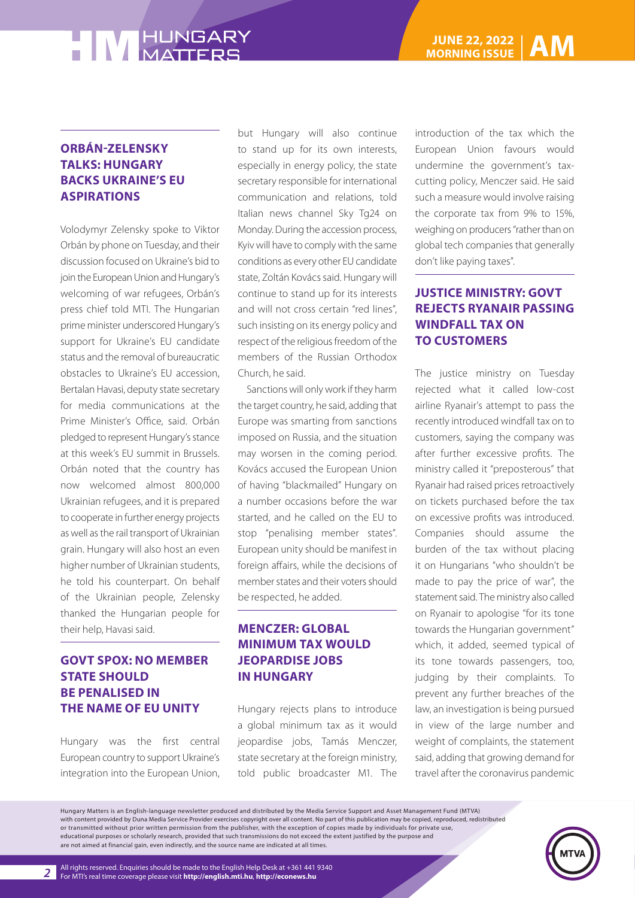## ORBÁN-ZELENSKY TALKS: HUNGARY BACKS UKRAINE'S EU ASPIRATIONS

Volodymyr Zelensky spoke to Viktor Orbán by phone on Tuesday, and their discussion focused on Ukraine's bid to join the European Union and Hungary's welcoming of war refugees, Orbán's press chief told MTI. The Hungarian prime minister underscored Hungary's support for Ukraine's EU candidate status and the removal of bureaucratic obstacles to Ukraine's EU accession, Bertalan Havasi, deputy state secretary for media communications at the Prime Minister's Office, said. Orbán pledged to represent Hungary's stance at this week's EU summit in Brussels. Orbán noted that the country has now welcomed almost 800,000 Ukrainian refugees, and it is prepared to cooperate in further energy projects as well as the rail transport of Ukrainian grain. Hungary will also host an even higher number of Ukrainian students, he told his counterpart. On behalf of the Ukrainian people, Zelensky thanked the Hungarian people for their help, Havasi said.

## GOVT SPOX: NO MEMBER STATE SHOULD BE PENALISED IN THE NAME OF EU UNITY

Hungary was the first central European country to support Ukraine's integration into the European Union, but Hungary will also continue to stand up for its own interests, especially in energy policy, the state secretary responsible for international communication and relations, told Italian news channel Sky Tg24 on Monday. During the accession process, Kyiv will have to comply with the same conditions as every other EU candidate state, Zoltán Kovács said. Hungary will continue to stand up for its interests and will not cross certain "red lines", such insisting on its energy policy and respect of the religious freedom of the members of the Russian Orthodox Church, he said.

Sanctions will only work if they harm the target country, he said, adding that Europe was smarting from sanctions imposed on Russia, and the situation may worsen in the coming period. Kovács accused the European Union of having "blackmailed" Hungary on a number occasions before the war started, and he called on the EU to stop "penalising member states". European unity should be manifest in foreign affairs, while the decisions of member states and their voters should be respected, he added.

## MENCZER: GLOBAL MINIMUM TAX WOULD JEOPARDISE JOBS IN HUNGARY

Hungary rejects plans to introduce a global minimum tax as it would jeopardise jobs, Tamás Menczer, state secretary at the foreign ministry, told public broadcaster M1. The introduction of the tax which the European Union favours would undermine the government's tax-cutting policy, Menczer said. He said such a measure would involve raising the corporate tax from 9% to 15%, weighing on producers "rather than on global tech companies that generally don't like paying taxes".

## JUSTICE MINISTRY: GOVT REJECTS RYANAIR PASSING WINDFALL TAX ON TO CUSTOMERS

The justice ministry on Tuesday rejected what it called low-cost airline Ryanair's attempt to pass the recently introduced windfall tax on to customers, saying the company was after further excessive profits. The ministry called it "preposterous" that Ryanair had raised prices retroactively on tickets purchased before the tax on excessive profits was introduced. Companies should assume the burden of the tax without placing it on Hungarians "who shouldn't be made to pay the price of war", the statement said. The ministry also called on Ryanair to apologise "for its tone towards the Hungarian government" which, it added, seemed typical of its tone towards passengers, too, judging by their complaints. To prevent any further breaches of the law, an investigation is being pursued in view of the large number and weight of complaints, the statement said, adding that growing demand for travel after the coronavirus pandemic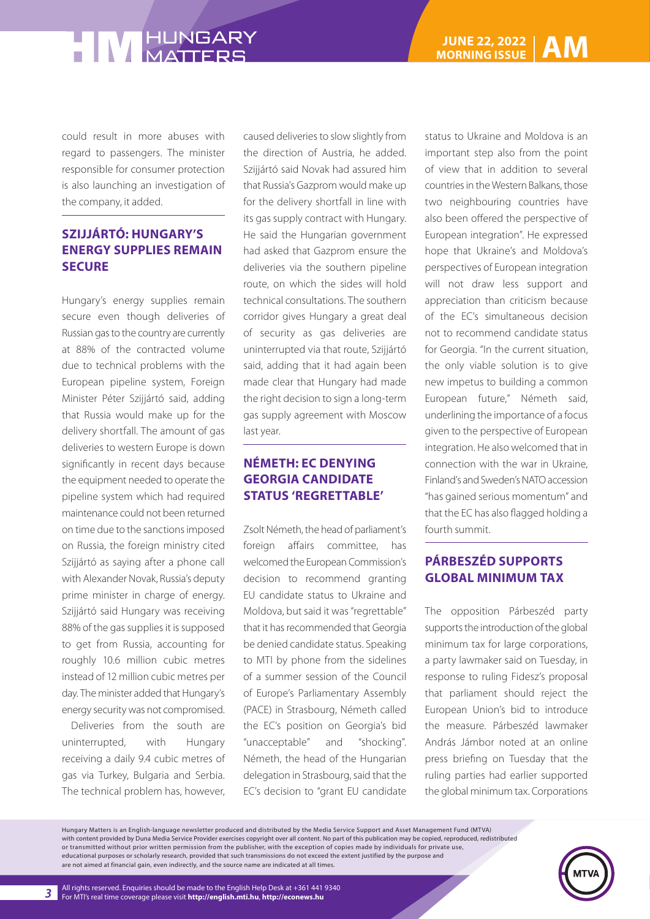could result in more abuses with regard to passengers. The minister responsible for consumer protection is also launching an investigation of the company, it added.

## SZIJJÁRTÓ: HUNGARY'S ENERGY SUPPLIES REMAIN SECURE

Hungary's energy supplies remain secure even though deliveries of Russian gas to the country are currently at 88% of the contracted volume due to technical problems with the European pipeline system, Foreign Minister Péter Szijjártó said, adding that Russia would make up for the delivery shortfall. The amount of gas deliveries to western Europe is down significantly in recent days because the equipment needed to operate the pipeline system which had required maintenance could not been returned on time due to the sanctions imposed on Russia, the foreign ministry cited Szijjártó as saying after a phone call with Alexander Novak, Russia's deputy prime minister in charge of energy. Szijjártó said Hungary was receiving 88% of the gas supplies it is supposed to get from Russia, accounting for roughly 10.6 million cubic metres instead of 12 million cubic metres per day. The minister added that Hungary's energy security was not compromised.

Deliveries from the south are uninterrupted, with Hungary receiving a daily 9.4 cubic metres of gas via Turkey, Bulgaria and Serbia. The technical problem has, however, caused deliveries to slow slightly from the direction of Austria, he added. Szijjártó said Novak had assured him that Russia's Gazprom would make up for the delivery shortfall in line with its gas supply contract with Hungary. He said the Hungarian government had asked that Gazprom ensure the deliveries via the southern pipeline route, on which the sides will hold technical consultations. The southern corridor gives Hungary a great deal of security as gas deliveries are uninterrupted via that route, Szijjártó said, adding that it had again been made clear that Hungary had made the right decision to sign a long-term gas supply agreement with Moscow last year.

## NÉMETH: EC DENYING GEORGIA CANDIDATE STATUS 'REGRETTABLE'

Zsolt Németh, the head of parliament's foreign affairs committee, has welcomed the European Commission's decision to recommend granting EU candidate status to Ukraine and Moldova, but said it was "regrettable" that it has recommended that Georgia be denied candidate status. Speaking to MTI by phone from the sidelines of a summer session of the Council of Europe's Parliamentary Assembly (PACE) in Strasbourg, Németh called the EC's position on Georgia's bid "unacceptable" and "shocking". Németh, the head of the Hungarian delegation in Strasbourg, said that the EC's decision to "grant EU candidate status to Ukraine and Moldova is an important step also from the point of view that in addition to several countries in the Western Balkans, those two neighbouring countries have also been offered the perspective of European integration". He expressed hope that Ukraine's and Moldova's perspectives of European integration will not draw less support and appreciation than criticism because of the EC's simultaneous decision not to recommend candidate status for Georgia. "In the current situation, the only viable solution is to give new impetus to building a common European future," Németh said, underlining the importance of a focus given to the perspective of European integration. He also welcomed that in connection with the war in Ukraine, Finland's and Sweden's NATO accession "has gained serious momentum" and that the EC has also flagged holding a fourth summit.

## PÁRBESZÉD SUPPORTS GLOBAL MINIMUM TAX

The opposition Párbeszéd party supports the introduction of the global minimum tax for large corporations, a party lawmaker said on Tuesday, in response to ruling Fidesz's proposal that parliament should reject the European Union's bid to introduce the measure. Párbeszéd lawmaker András Jámbor noted at an online press briefing on Tuesday that the ruling parties had earlier supported the global minimum tax. Corporations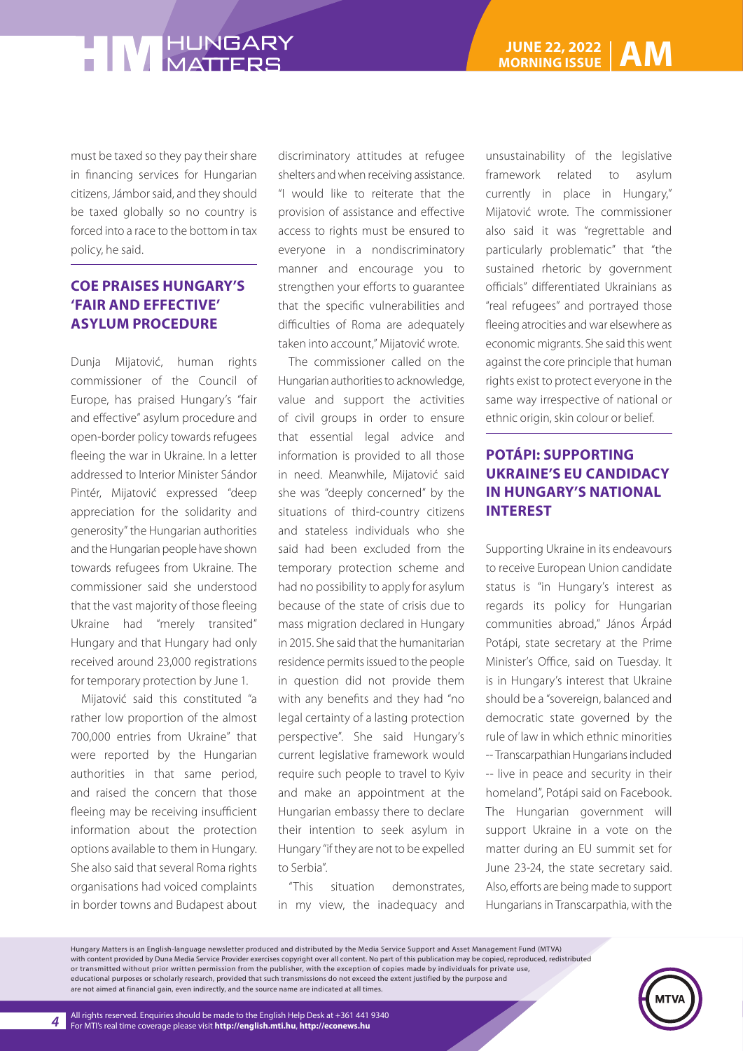must be taxed so they pay their share in financing services for Hungarian citizens, Jámbor said, and they should be taxed globally so no country is forced into a race to the bottom in tax policy, he said.

## COE PRAISES HUNGARY'S 'FAIR AND EFFECTIVE' ASYLUM PROCEDURE

Dunja Mijatović, human rights commissioner of the Council of Europe, has praised Hungary's "fair and effective" asylum procedure and open-border policy towards refugees fleeing the war in Ukraine. In a letter addressed to Interior Minister Sándor Pintér, Mijatović expressed "deep appreciation for the solidarity and generosity" the Hungarian authorities and the Hungarian people have shown towards refugees from Ukraine. The commissioner said she understood that the vast majority of those fleeing Ukraine had "merely transited" Hungary and that Hungary had only received around 23,000 registrations for temporary protection by June 1.

Mijatović said this constituted "a rather low proportion of the almost 700,000 entries from Ukraine" that were reported by the Hungarian authorities in that same period, and raised the concern that those fleeing may be receiving insufficient information about the protection options available to them in Hungary. She also said that several Roma rights organisations had voiced complaints in border towns and Budapest about discriminatory attitudes at refugee shelters and when receiving assistance. "I would like to reiterate that the provision of assistance and effective access to rights must be ensured to everyone in a nondiscriminatory manner and encourage you to strengthen your efforts to guarantee that the specific vulnerabilities and difficulties of Roma are adequately taken into account," Mijatović wrote.

The commissioner called on the Hungarian authorities to acknowledge, value and support the activities of civil groups in order to ensure that essential legal advice and information is provided to all those in need. Meanwhile, Mijatović said she was "deeply concerned" by the situations of third-country citizens and stateless individuals who she said had been excluded from the temporary protection scheme and had no possibility to apply for asylum because of the state of crisis due to mass migration declared in Hungary in 2015. She said that the humanitarian residence permits issued to the people in question did not provide them with any benefits and they had "no legal certainty of a lasting protection perspective". She said Hungary's current legislative framework would require such people to travel to Kyiv and make an appointment at the Hungarian embassy there to declare their intention to seek asylum in Hungary "if they are not to be expelled to Serbia".

"This situation demonstrates, in my view, the inadequacy and unsustainability of the legislative framework related to asylum currently in place in Hungary," Mijatović wrote. The commissioner also said it was "regrettable and particularly problematic" that "the sustained rhetoric by government officials" differentiated Ukrainians as "real refugees" and portrayed those fleeing atrocities and war elsewhere as economic migrants. She said this went against the core principle that human rights exist to protect everyone in the same way irrespective of national or ethnic origin, skin colour or belief.

## POTÁPI: SUPPORTING UKRAINE'S EU CANDIDACY IN HUNGARY'S NATIONAL INTEREST

Supporting Ukraine in its endeavours to receive European Union candidate status is "in Hungary's interest as regards its policy for Hungarian communities abroad," János Árpád Potápi, state secretary at the Prime Minister's Office, said on Tuesday. It is in Hungary's interest that Ukraine should be a "sovereign, balanced and democratic state governed by the rule of law in which ethnic minorities -- Transcarpathian Hungarians included -- live in peace and security in their homeland", Potápi said on Facebook. The Hungarian government will support Ukraine in a vote on the matter during an EU summit set for June 23-24, the state secretary said. Also, efforts are being made to support Hungarians in Transcarpathia, with the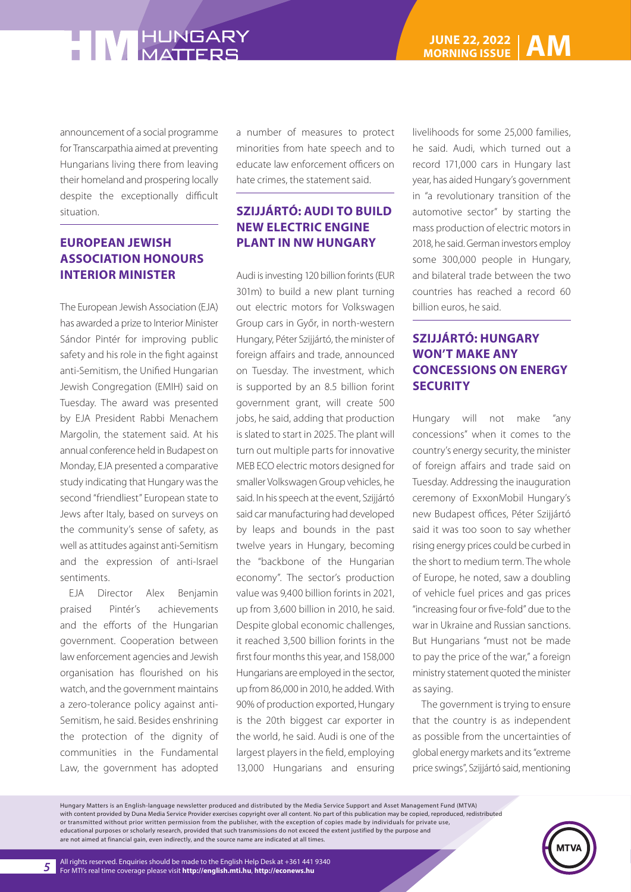announcement of a social programme for Transcarpathia aimed at preventing Hungarians living there from leaving their homeland and prospering locally despite the exceptionally difficult situation.

## EUROPEAN JEWISH ASSOCIATION HONOURS INTERIOR MINISTER

The European Jewish Association (EJA) has awarded a prize to Interior Minister Sándor Pintér for improving public safety and his role in the fight against anti-Semitism, the Unified Hungarian Jewish Congregation (EMIH) said on Tuesday. The award was presented by EJA President Rabbi Menachem Margolin, the statement said. At his annual conference held in Budapest on Monday, EJA presented a comparative study indicating that Hungary was the second "friendliest" European state to Jews after Italy, based on surveys on the community's sense of safety, as well as attitudes against anti-Semitism and the expression of anti-Israel sentiments.

EJA Director Alex Benjamin praised Pintér's achievements and the efforts of the Hungarian government. Cooperation between law enforcement agencies and Jewish organisation has flourished on his watch, and the government maintains a zero-tolerance policy against anti-Semitism, he said. Besides enshrining the protection of the dignity of communities in the Fundamental Law, the government has adopted a number of measures to protect minorities from hate speech and to educate law enforcement officers on hate crimes, the statement said.

## SZIJJÁRTÓ: AUDI TO BUILD NEW ELECTRIC ENGINE PLANT IN NW HUNGARY

Audi is investing 120 billion forints (EUR 301m) to build a new plant turning out electric motors for Volkswagen Group cars in Győr, in north-western Hungary, Péter Szijjártó, the minister of foreign affairs and trade, announced on Tuesday. The investment, which is supported by an 8.5 billion forint government grant, will create 500 jobs, he said, adding that production is slated to start in 2025. The plant will turn out multiple parts for innovative MEB ECO electric motors designed for smaller Volkswagen Group vehicles, he said. In his speech at the event, Szijjártó said car manufacturing had developed by leaps and bounds in the past twelve years in Hungary, becoming the "backbone of the Hungarian economy". The sector's production value was 9,400 billion forints in 2021, up from 3,600 billion in 2010, he said. Despite global economic challenges, it reached 3,500 billion forints in the first four months this year, and 158,000 Hungarians are employed in the sector, up from 86,000 in 2010, he added. With 90% of production exported, Hungary is the 20th biggest car exporter in the world, he said. Audi is one of the largest players in the field, employing 13,000 Hungarians and ensuring livelihoods for some 25,000 families, he said. Audi, which turned out a record 171,000 cars in Hungary last year, has aided Hungary's government in "a revolutionary transition of the automotive sector" by starting the mass production of electric motors in 2018, he said. German investors employ some 300,000 people in Hungary, and bilateral trade between the two countries has reached a record 60 billion euros, he said.

## SZIJJÁRTÓ: HUNGARY WON'T MAKE ANY CONCESSIONS ON ENERGY SECURITY

Hungary will not make "any concessions" when it comes to the country's energy security, the minister of foreign affairs and trade said on Tuesday. Addressing the inauguration ceremony of ExxonMobil Hungary's new Budapest offices, Péter Szijjártó said it was too soon to say whether rising energy prices could be curbed in the short to medium term. The whole of Europe, he noted, saw a doubling of vehicle fuel prices and gas prices "increasing four or five-fold" due to the war in Ukraine and Russian sanctions. But Hungarians "must not be made to pay the price of the war," a foreign ministry statement quoted the minister as saying.

The government is trying to ensure that the country is as independent as possible from the uncertainties of global energy markets and its "extreme price swings", Szijjártó said, mentioning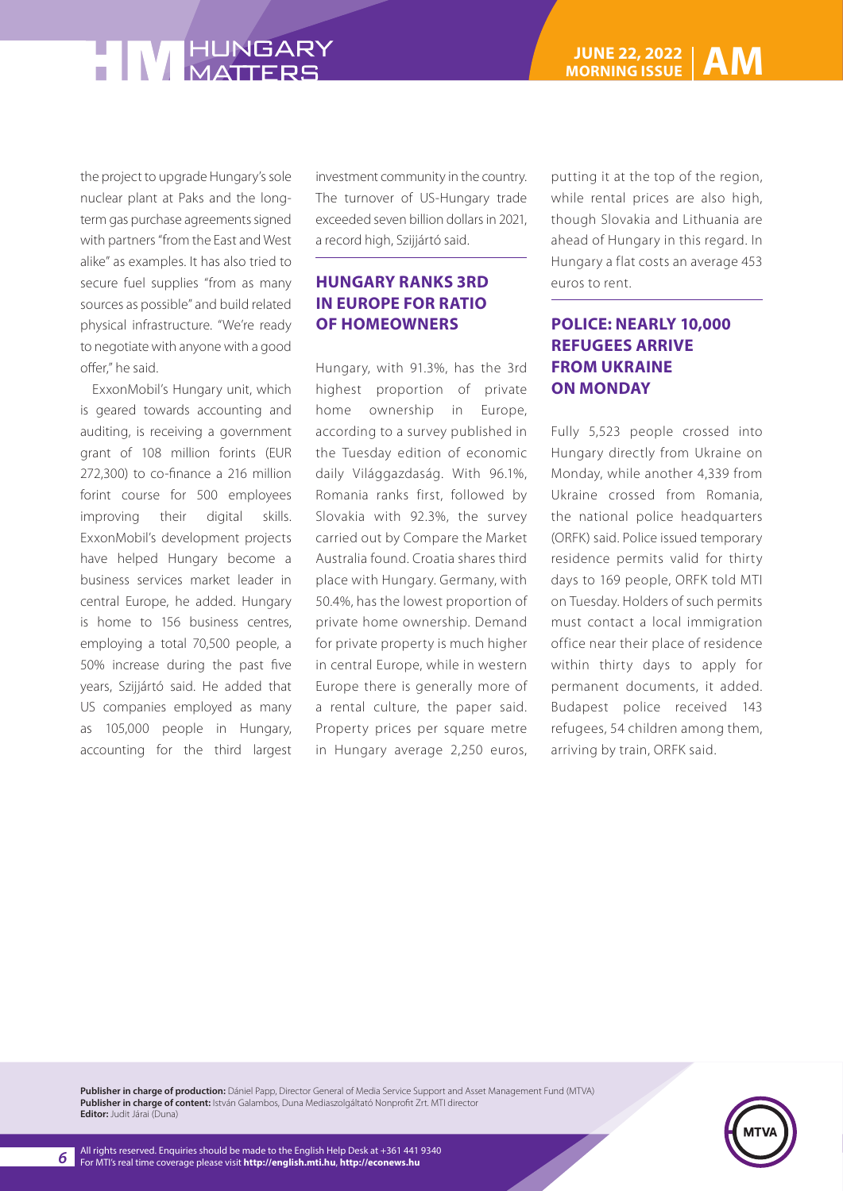the project to upgrade Hungary's sole nuclear plant at Paks and the long-term gas purchase agreements signed with partners "from the East and West alike" as examples. It has also tried to secure fuel supplies "from as many sources as possible" and build related physical infrastructure. "We're ready to negotiate with anyone with a good offer," he said.

ExxonMobil's Hungary unit, which is geared towards accounting and auditing, is receiving a government grant of 108 million forints (EUR 272,300) to co-finance a 216 million forint course for 500 employees improving their digital skills. ExxonMobil's development projects have helped Hungary become a business services market leader in central Europe, he added. Hungary is home to 156 business centres, employing a total 70,500 people, a 50% increase during the past five years, Szijjártó said. He added that US companies employed as many as 105,000 people in Hungary, accounting for the third largest investment community in the country. The turnover of US-Hungary trade exceeded seven billion dollars in 2021, a record high, Szijjártó said.

## HUNGARY RANKS 3RD IN EUROPE FOR RATIO OF HOMEOWNERS

Hungary, with 91.3%, has the 3rd highest proportion of private home ownership in Europe, according to a survey published in the Tuesday edition of economic daily Világgazdaság. With 96.1%, Romania ranks first, followed by Slovakia with 92.3%, the survey carried out by Compare the Market Australia found. Croatia shares third place with Hungary. Germany, with 50.4%, has the lowest proportion of private home ownership. Demand for private property is much higher in central Europe, while in western Europe there is generally more of a rental culture, the paper said. Property prices per square metre in Hungary average 2,250 euros, putting it at the top of the region, while rental prices are also high, though Slovakia and Lithuania are ahead of Hungary in this regard. In Hungary a flat costs an average 453 euros to rent.

## POLICE: NEARLY 10,000 REFUGEES ARRIVE FROM UKRAINE ON MONDAY

Fully 5,523 people crossed into Hungary directly from Ukraine on Monday, while another 4,339 from Ukraine crossed from Romania, the national police headquarters (ORFK) said. Police issued temporary residence permits valid for thirty days to 169 people, ORFK told MTI on Tuesday. Holders of such permits must contact a local immigration office near their place of residence within thirty days to apply for permanent documents, it added. Budapest police received 143 refugees, 54 children among them, arriving by train, ORFK said.

**Publisher in charge of production:** Dániel Papp, Director General of Media Service Support and Asset Management Fund (MTVA)
**Publisher in charge of content:** István Galambos, Duna Mediaszolgáltató Nonprofit Zrt. MTI director
**Editor:** Judit Járai (Duna)

All rights reserved. Enquiries should be made to the English Help Desk at +361 441 9340
For MTI's real time coverage please visit **http://english.mti.hu**, **http://econews.hu**